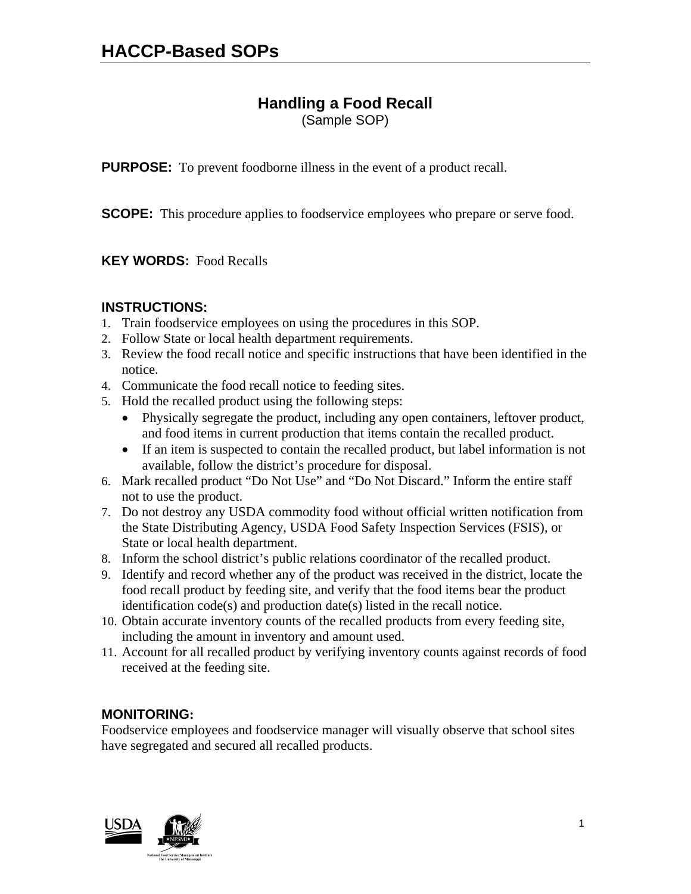# HACCP-Based SOPs

## Handling a Food Recall
(Sample SOP)

**PURPOSE:** To prevent foodborne illness in the event of a product recall.

**SCOPE:** This procedure applies to foodservice employees who prepare or serve food.

**KEY WORDS:** Food Recalls

**INSTRUCTIONS:**

1. Train foodservice employees on using the procedures in this SOP.
2. Follow State or local health department requirements.
3. Review the food recall notice and specific instructions that have been identified in the notice.
4. Communicate the food recall notice to feeding sites.
5. Hold the recalled product using the following steps:
   - Physically segregate the product, including any open containers, leftover product, and food items in current production that items contain the recalled product.
   - If an item is suspected to contain the recalled product, but label information is not available, follow the district's procedure for disposal.
6. Mark recalled product "Do Not Use" and "Do Not Discard." Inform the entire staff not to use the product.
7. Do not destroy any USDA commodity food without official written notification from the State Distributing Agency, USDA Food Safety Inspection Services (FSIS), or State or local health department.
8. Inform the school district's public relations coordinator of the recalled product.
9. Identify and record whether any of the product was received in the district, locate the food recall product by feeding site, and verify that the food items bear the product identification code(s) and production date(s) listed in the recall notice.
10. Obtain accurate inventory counts of the recalled products from every feeding site, including the amount in inventory and amount used.
11. Account for all recalled product by verifying inventory counts against records of food received at the feeding site.

**MONITORING:**

Foodservice employees and foodservice manager will visually observe that school sites have segregated and secured all recalled products.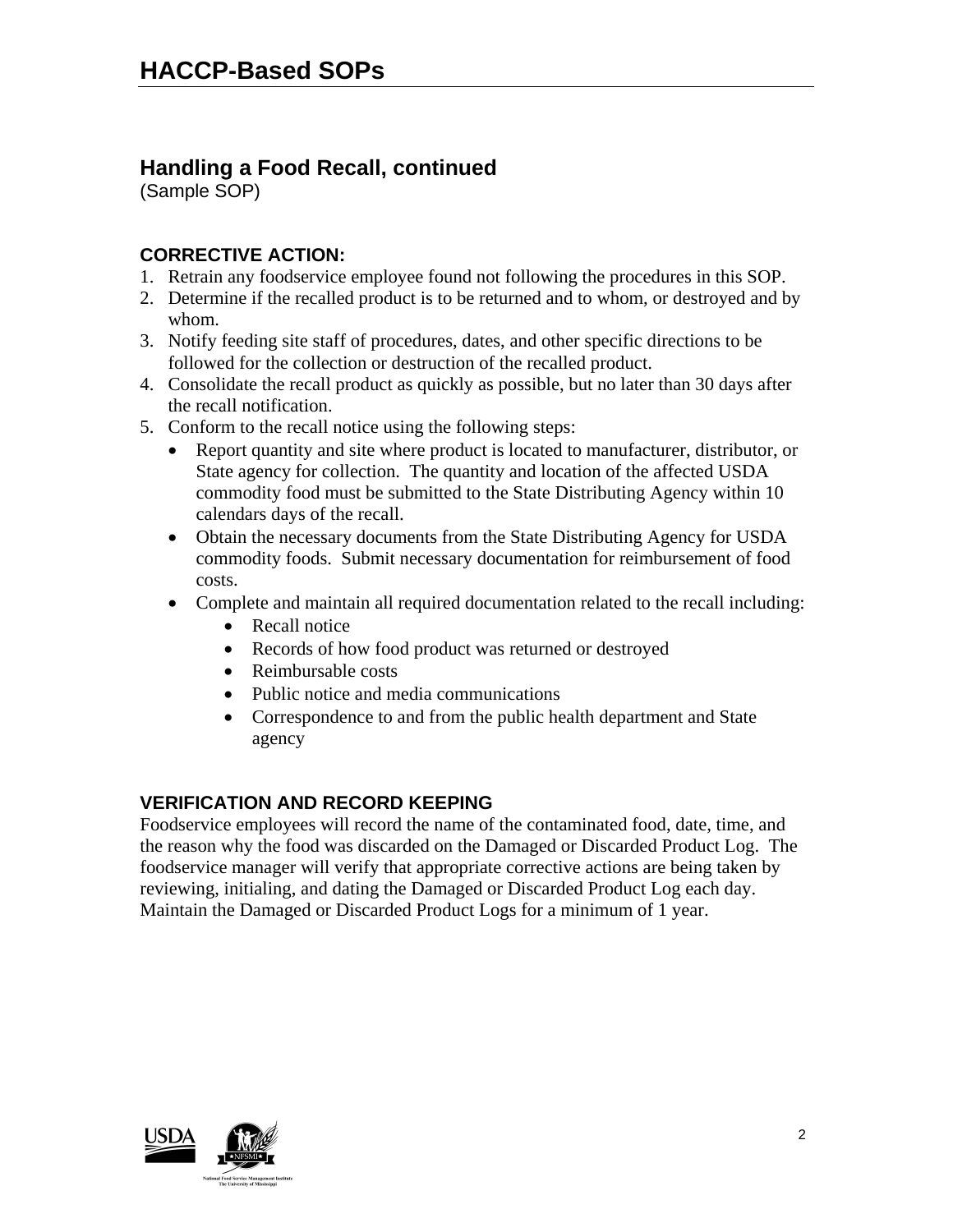# HACCP-Based SOPs

## Handling a Food Recall, continued

(Sample SOP)

### CORRECTIVE ACTION:

1. Retrain any foodservice employee found not following the procedures in this SOP.
2. Determine if the recalled product is to be returned and to whom, or destroyed and by whom.
3. Notify feeding site staff of procedures, dates, and other specific directions to be followed for the collection or destruction of the recalled product.
4. Consolidate the recall product as quickly as possible, but no later than 30 days after the recall notification.
5. Conform to the recall notice using the following steps:
   - Report quantity and site where product is located to manufacturer, distributor, or State agency for collection. The quantity and location of the affected USDA commodity food must be submitted to the State Distributing Agency within 10 calendars days of the recall.
   - Obtain the necessary documents from the State Distributing Agency for USDA commodity foods. Submit necessary documentation for reimbursement of food costs.
   - Complete and maintain all required documentation related to the recall including:
     - Recall notice
     - Records of how food product was returned or destroyed
     - Reimbursable costs
     - Public notice and media communications
     - Correspondence to and from the public health department and State agency

### VERIFICATION AND RECORD KEEPING

Foodservice employees will record the name of the contaminated food, date, time, and the reason why the food was discarded on the Damaged or Discarded Product Log. The foodservice manager will verify that appropriate corrective actions are being taken by reviewing, initialing, and dating the Damaged or Discarded Product Log each day. Maintain the Damaged or Discarded Product Logs for a minimum of 1 year.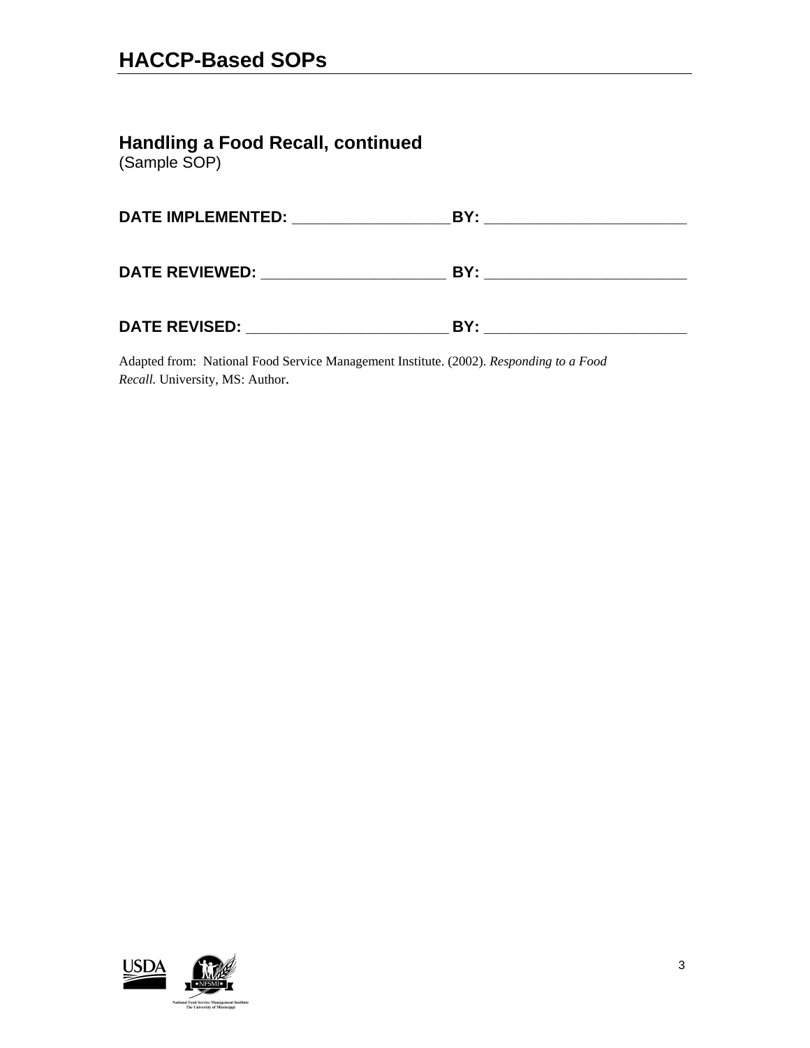# HACCP-Based SOPs

## Handling a Food Recall, continued

(Sample SOP)

**DATE IMPLEMENTED:** ___________________ **BY:** ________________________

**DATE REVIEWED:** ______________________ **BY:** ________________________

**DATE REVISED:** ________________________ **BY:** ________________________

Adapted from: National Food Service Management Institute. (2002). *Responding to a Food Recall.* University, MS: Author.